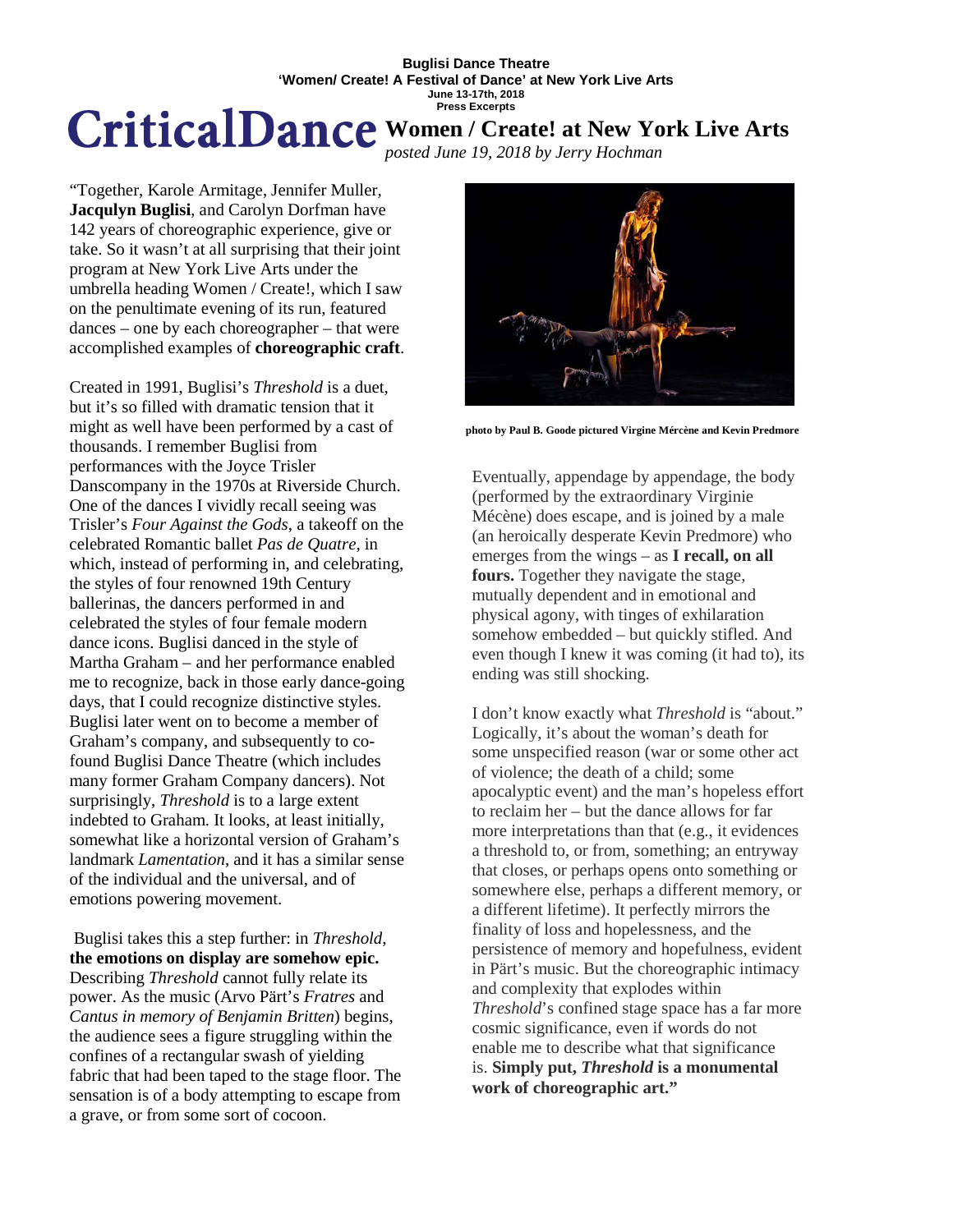**Buglisi Dance Theatre**
**'Women/ Create! A Festival of Dance' at New York Live Arts**
**June 13-17th, 2018**
**Press Excerpts**

# CriticalDance

## Women / Create! at New York Live Arts

*posted June 19, 2018 by Jerry Hochman*

"Together, Karole Armitage, Jennifer Muller, **Jacqulyn Buglisi**, and Carolyn Dorfman have 142 years of choreographic experience, give or take. So it wasn't at all surprising that their joint program at New York Live Arts under the umbrella heading Women / Create!, which I saw on the penultimate evening of its run, featured dances – one by each choreographer – that were accomplished examples of **choreographic craft**.

Created in 1991, Buglisi's *Threshold* is a duet, but it's so filled with dramatic tension that it might as well have been performed by a cast of thousands. I remember Buglisi from performances with the Joyce Trisler Danscompany in the 1970s at Riverside Church. One of the dances I vividly recall seeing was Trisler's *Four Against the Gods*, a takeoff on the celebrated Romantic ballet *Pas de Quatre*, in which, instead of performing in, and celebrating, the styles of four renowned 19th Century ballerinas, the dancers performed in and celebrated the styles of four female modern dance icons. Buglisi danced in the style of Martha Graham – and her performance enabled me to recognize, back in those early dance-going days, that I could recognize distinctive styles. Buglisi later went on to become a member of Graham's company, and subsequently to co-found Buglisi Dance Theatre (which includes many former Graham Company dancers). Not surprisingly, *Threshold* is to a large extent indebted to Graham. It looks, at least initially, somewhat like a horizontal version of Graham's landmark *Lamentation*, and it has a similar sense of the individual and the universal, and of emotions powering movement.

Buglisi takes this a step further: in *Threshold*, **the emotions on display are somehow epic.** Describing *Threshold* cannot fully relate its power. As the music (Arvo Pärt's *Fratres* and *Cantus in memory of Benjamin Britten*) begins, the audience sees a figure struggling within the confines of a rectangular swash of yielding fabric that had been taped to the stage floor. The sensation is of a body attempting to escape from a grave, or from some sort of cocoon.

**photo by Paul B. Goode pictured Virgine Mércène and Kevin Predmore**

Eventually, appendage by appendage, the body (performed by the extraordinary Virginie Mécène) does escape, and is joined by a male (an heroically desperate Kevin Predmore) who emerges from the wings – as **I recall, on all fours.** Together they navigate the stage, mutually dependent and in emotional and physical agony, with tinges of exhilaration somehow embedded – but quickly stifled. And even though I knew it was coming (it had to), its ending was still shocking.

I don't know exactly what *Threshold* is "about." Logically, it's about the woman's death for some unspecified reason (war or some other act of violence; the death of a child; some apocalyptic event) and the man's hopeless effort to reclaim her – but the dance allows for far more interpretations than that (e.g., it evidences a threshold to, or from, something; an entryway that closes, or perhaps opens onto something or somewhere else, perhaps a different memory, or a different lifetime). It perfectly mirrors the finality of loss and hopelessness, and the persistence of memory and hopefulness, evident in Pärt's music. But the choreographic intimacy and complexity that explodes within *Threshold*'s confined stage space has a far more cosmic significance, even if words do not enable me to describe what that significance is. **Simply put, *Threshold* is a monumental work of choreographic art."**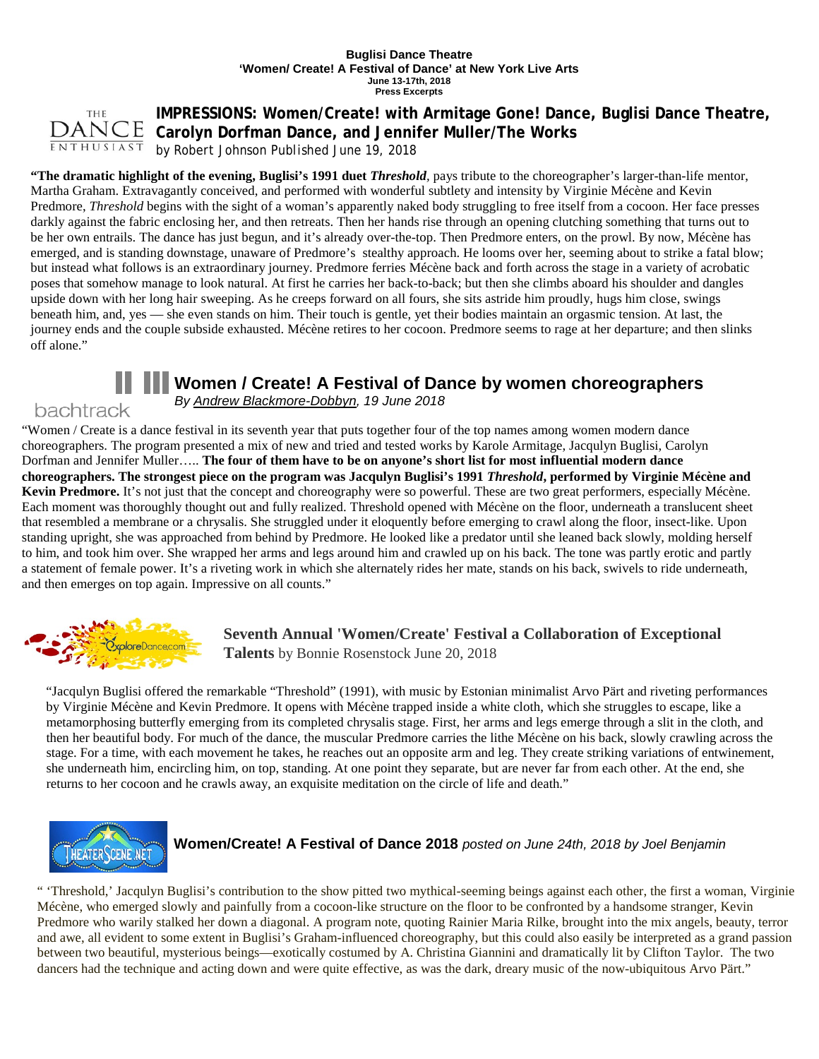**Buglisi Dance Theatre**
**'Women/ Create! A Festival of Dance' at New York Live Arts**
**June 13-17th, 2018**
**Press Excerpts**

THE DANCE ENTHUSIAST

## IMPRESSIONS: Women/Create! with Armitage Gone! Dance, Buglisi Dance Theatre, Carolyn Dorfman Dance, and Jennifer Muller/The Works

by Robert Johnson Published June 19, 2018

**"The dramatic highlight of the evening, Buglisi's 1991 duet *Threshold***, pays tribute to the choreographer's larger-than-life mentor, Martha Graham. Extravagantly conceived, and performed with wonderful subtlety and intensity by Virginie Mécène and Kevin Predmore, *Threshold* begins with the sight of a woman's apparently naked body struggling to free itself from a cocoon. Her face presses darkly against the fabric enclosing her, and then retreats. Then her hands rise through an opening clutching something that turns out to be her own entrails. The dance has just begun, and it's already over-the-top. Then Predmore enters, on the prowl. By now, Mécène has emerged, and is standing downstage, unaware of Predmore's stealthy approach. He looms over her, seeming about to strike a fatal blow; but instead what follows is an extraordinary journey. Predmore ferries Mécène back and forth across the stage in a variety of acrobatic poses that somehow manage to look natural. At first he carries her back-to-back; but then she climbs aboard his shoulder and dangles upside down with her long hair sweeping. As he creeps forward on all fours, she sits astride him proudly, hugs him close, swings beneath him, and, yes — she even stands on him. Their touch is gentle, yet their bodies maintain an orgasmic tension. At last, the journey ends and the couple subside exhausted. Mécène retires to her cocoon. Predmore seems to rage at her departure; and then slinks off alone."

bachtrack

## Women / Create! A Festival of Dance by women choreographers

*By Andrew Blackmore-Dobbyn, 19 June 2018*

"Women / Create is a dance festival in its seventh year that puts together four of the top names among women modern dance choreographers. The program presented a mix of new and tried and tested works by Karole Armitage, Jacqulyn Buglisi, Carolyn Dorfman and Jennifer Muller….. **The four of them have to be on anyone's short list for most influential modern dance choreographers. The strongest piece on the program was Jacqulyn Buglisi's 1991 *Threshold*, performed by Virginie Mécène and Kevin Predmore.** It's not just that the concept and choreography were so powerful. These are two great performers, especially Mécène. Each moment was thoroughly thought out and fully realized. Threshold opened with Mécène on the floor, underneath a translucent sheet that resembled a membrane or a chrysalis. She struggled under it eloquently before emerging to crawl along the floor, insect-like. Upon standing upright, she was approached from behind by Predmore. He looked like a predator until she leaned back slowly, molding herself to him, and took him over. She wrapped her arms and legs around him and crawled up on his back. The tone was partly erotic and partly a statement of female power. It's a riveting work in which she alternately rides her mate, stands on his back, swivels to ride underneath, and then emerges on top again. Impressive on all counts."

ExploreDance.com

## Seventh Annual 'Women/Create' Festival a Collaboration of Exceptional Talents

by Bonnie Rosenstock June 20, 2018

"Jacqulyn Buglisi offered the remarkable "Threshold" (1991), with music by Estonian minimalist Arvo Pärt and riveting performances by Virginie Mécène and Kevin Predmore. It opens with Mécène trapped inside a white cloth, which she struggles to escape, like a metamorphosing butterfly emerging from its completed chrysalis stage. First, her arms and legs emerge through a slit in the cloth, and then her beautiful body. For much of the dance, the muscular Predmore carries the lithe Mécène on his back, slowly crawling across the stage. For a time, with each movement he takes, he reaches out an opposite arm and leg. They create striking variations of entwinement, she underneath him, encircling him, on top, standing. At one point they separate, but are never far from each other. At the end, she returns to her cocoon and he crawls away, an exquisite meditation on the circle of life and death."

TheaterScene.net

## Women/Create! A Festival of Dance 2018

*posted on June 24th, 2018 by Joel Benjamin*

" 'Threshold,' Jacqulyn Buglisi's contribution to the show pitted two mythical-seeming beings against each other, the first a woman, Virginie Mécène, who emerged slowly and painfully from a cocoon-like structure on the floor to be confronted by a handsome stranger, Kevin Predmore who warily stalked her down a diagonal. A program note, quoting Rainier Maria Rilke, brought into the mix angels, beauty, terror and awe, all evident to some extent in Buglisi's Graham-influenced choreography, but this could also easily be interpreted as a grand passion between two beautiful, mysterious beings—exotically costumed by A. Christina Giannini and dramatically lit by Clifton Taylor. The two dancers had the technique and acting down and were quite effective, as was the dark, dreary music of the now-ubiquitous Arvo Pärt."